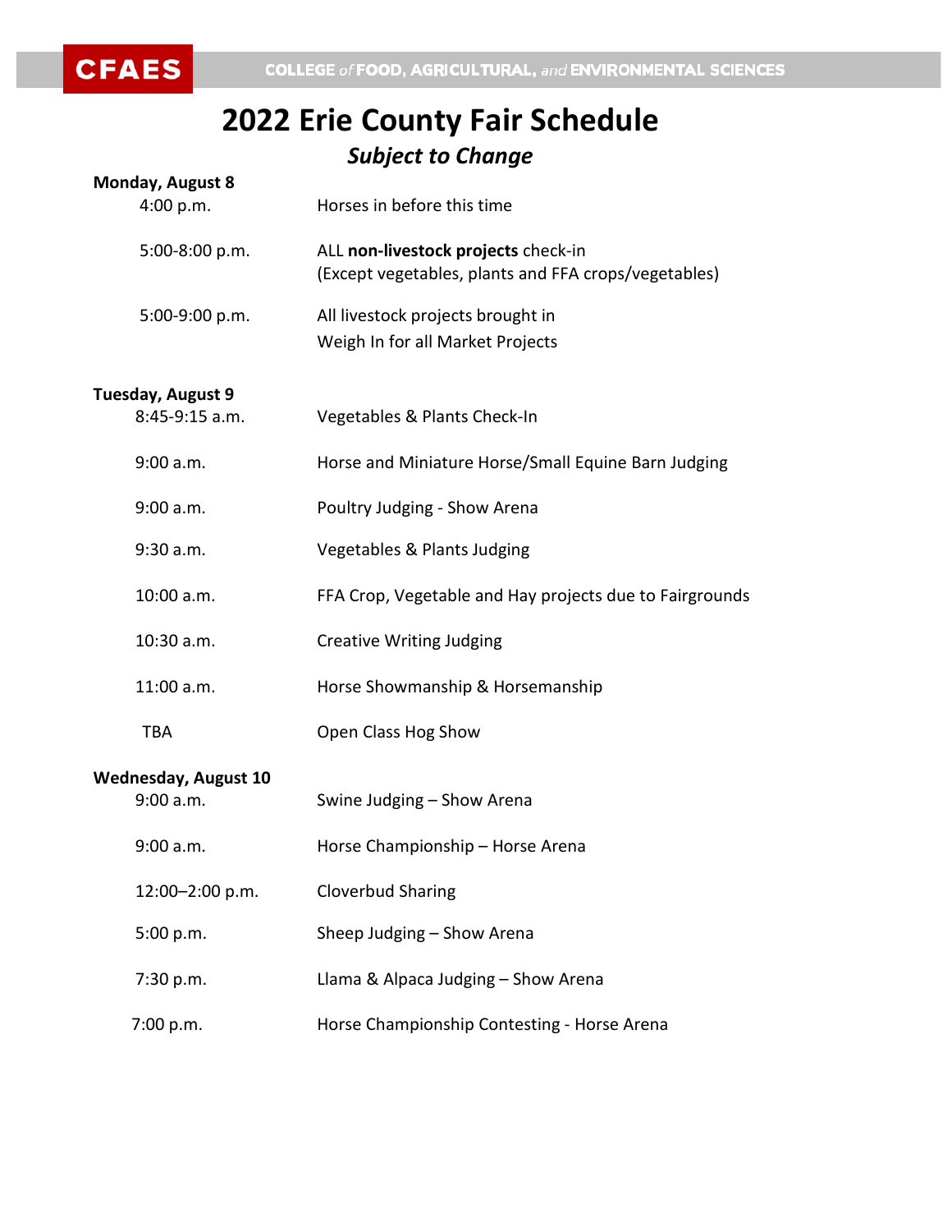# 2022 Erie County Fair Schedule

## *Subject to Change*

**Monday, August 8**

| Time | Event |
|---|---|
| 4:00 p.m. | Horses in before this time |
| 5:00-8:00 p.m. | ALL **non-livestock projects** check-in (Except vegetables, plants and FFA crops/vegetables) |
| 5:00-9:00 p.m. | All livestock projects brought in<br>Weigh In for all Market Projects |

**Tuesday, August 9**

| Time | Event |
|---|---|
| 8:45-9:15 a.m. | Vegetables & Plants Check-In |
| 9:00 a.m. | Horse and Miniature Horse/Small Equine Barn Judging |
| 9:00 a.m. | Poultry Judging - Show Arena |
| 9:30 a.m. | Vegetables & Plants Judging |
| 10:00 a.m. | FFA Crop, Vegetable and Hay projects due to Fairgrounds |
| 10:30 a.m. | Creative Writing Judging |
| 11:00 a.m. | Horse Showmanship & Horsemanship |
| TBA | Open Class Hog Show |

**Wednesday, August 10**

| Time | Event |
|---|---|
| 9:00 a.m. | Swine Judging – Show Arena |
| 9:00 a.m. | Horse Championship – Horse Arena |
| 12:00–2:00 p.m. | Cloverbud Sharing |
| 5:00 p.m. | Sheep Judging – Show Arena |
| 7:30 p.m. | Llama & Alpaca Judging – Show Arena |
| 7:00 p.m. | Horse Championship Contesting - Horse Arena |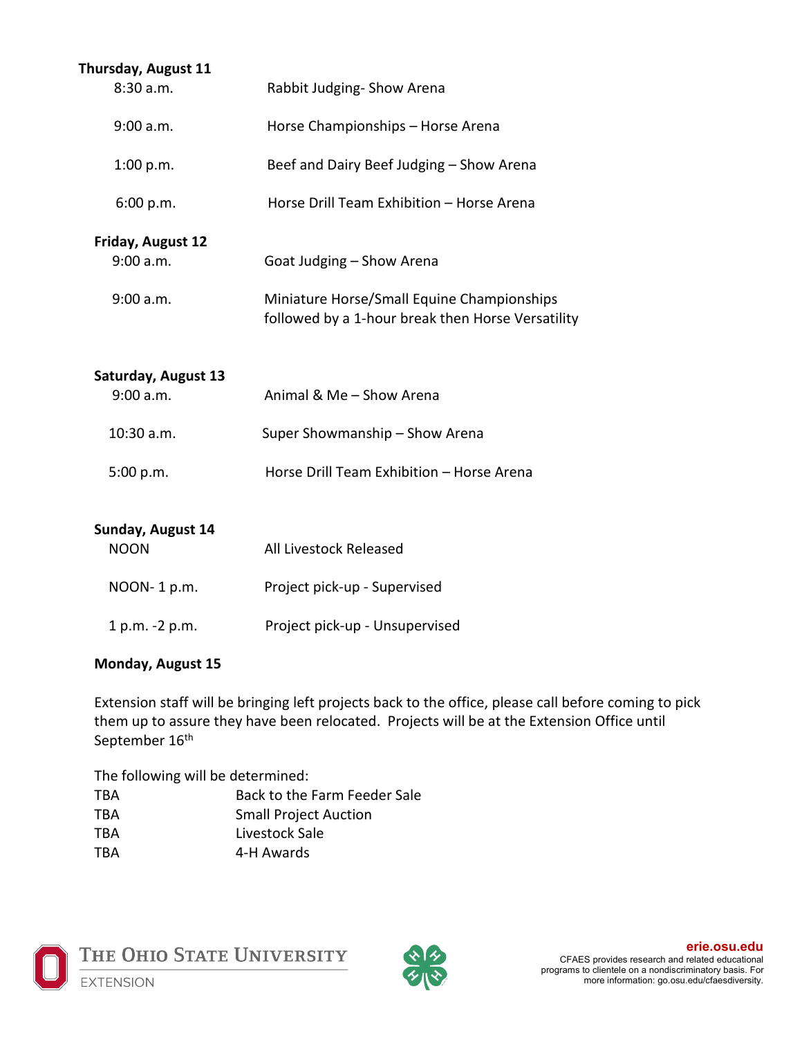**Thursday, August 11**

| | |
|---|---|
| 8:30 a.m. | Rabbit Judging- Show Arena |
| 9:00 a.m. | Horse Championships – Horse Arena |
| 1:00 p.m. | Beef and Dairy Beef Judging – Show Arena |
| 6:00 p.m. | Horse Drill Team Exhibition – Horse Arena |

**Friday, August 12**

| | |
|---|---|
| 9:00 a.m. | Goat Judging – Show Arena |
| 9:00 a.m. | Miniature Horse/Small Equine Championships followed by a 1-hour break then Horse Versatility |

**Saturday, August 13**

| | |
|---|---|
| 9:00 a.m. | Animal & Me – Show Arena |
| 10:30 a.m. | Super Showmanship – Show Arena |
| 5:00 p.m. | Horse Drill Team Exhibition – Horse Arena |

**Sunday, August 14**

| | |
|---|---|
| NOON | All Livestock Released |
| NOON- 1 p.m. | Project pick-up - Supervised |
| 1 p.m. -2 p.m. | Project pick-up - Unsupervised |

**Monday, August 15**

Extension staff will be bringing left projects back to the office, please call before coming to pick them up to assure they have been relocated. Projects will be at the Extension Office until September 16th

The following will be determined:

| | |
|---|---|
| TBA | Back to the Farm Feeder Sale |
| TBA | Small Project Auction |
| TBA | Livestock Sale |
| TBA | 4-H Awards |

The Ohio State University
EXTENSION

**erie.osu.edu**
CFAES provides research and related educational programs to clientele on a nondiscriminatory basis. For more information: go.osu.edu/cfaesdiversity.